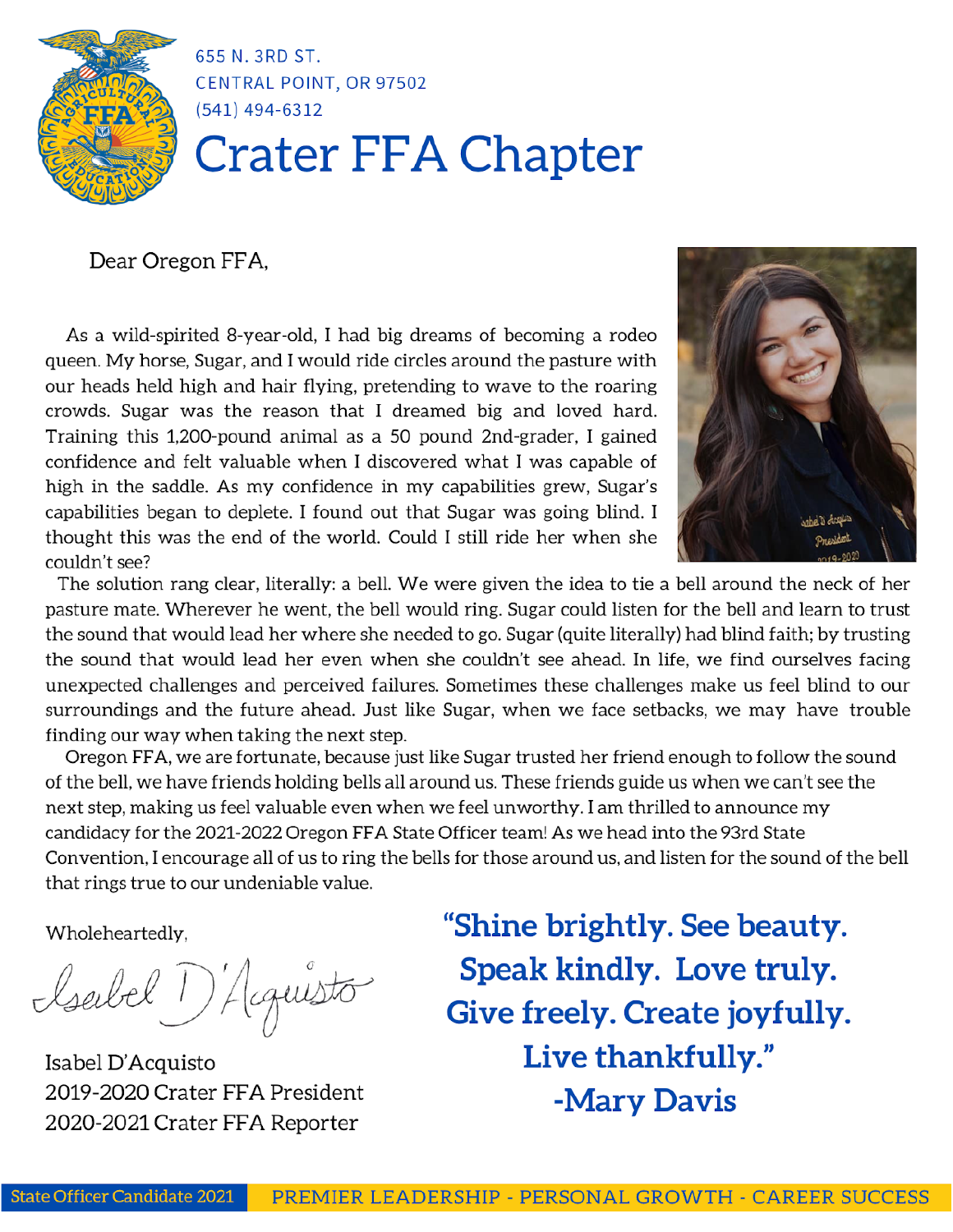655 N. 3RD ST.
CENTRAL POINT, OR 97502
(541) 494-6312

# Crater FFA Chapter

Dear Oregon FFA,

As a wild-spirited 8-year-old, I had big dreams of becoming a rodeo queen. My horse, Sugar, and I would ride circles around the pasture with our heads held high and hair flying, pretending to wave to the roaring crowds. Sugar was the reason that I dreamed big and loved hard. Training this 1,200-pound animal as a 50 pound 2nd-grader, I gained confidence and felt valuable when I discovered what I was capable of high in the saddle. As my confidence in my capabilities grew, Sugar's capabilities began to deplete. I found out that Sugar was going blind. I thought this was the end of the world. Could I still ride her when she couldn't see?

The solution rang clear, literally: a bell. We were given the idea to tie a bell around the neck of her pasture mate. Wherever he went, the bell would ring. Sugar could listen for the bell and learn to trust the sound that would lead her where she needed to go. Sugar (quite literally) had blind faith; by trusting the sound that would lead her even when she couldn't see ahead. In life, we find ourselves facing unexpected challenges and perceived failures. Sometimes these challenges make us feel blind to our surroundings and the future ahead. Just like Sugar, when we face setbacks, we may have trouble finding our way when taking the next step.

Oregon FFA, we are fortunate, because just like Sugar trusted her friend enough to follow the sound of the bell, we have friends holding bells all around us. These friends guide us when we can't see the next step, making us feel valuable even when we feel unworthy. I am thrilled to announce my candidacy for the 2021-2022 Oregon FFA State Officer team! As we head into the 93rd State Convention, I encourage all of us to ring the bells for those around us, and listen for the sound of the bell that rings true to our undeniable value.

Wholeheartedly,

Isabel D'Acquisto

Isabel D'Acquisto
2019-2020 Crater FFA President
2020-2021 Crater FFA Reporter

**"Shine brightly. See beauty. Speak kindly. Love truly. Give freely. Create joyfully. Live thankfully."**
**-Mary Davis**

State Officer Candidate 2021 | PREMIER LEADERSHIP - PERSONAL GROWTH - CAREER SUCCESS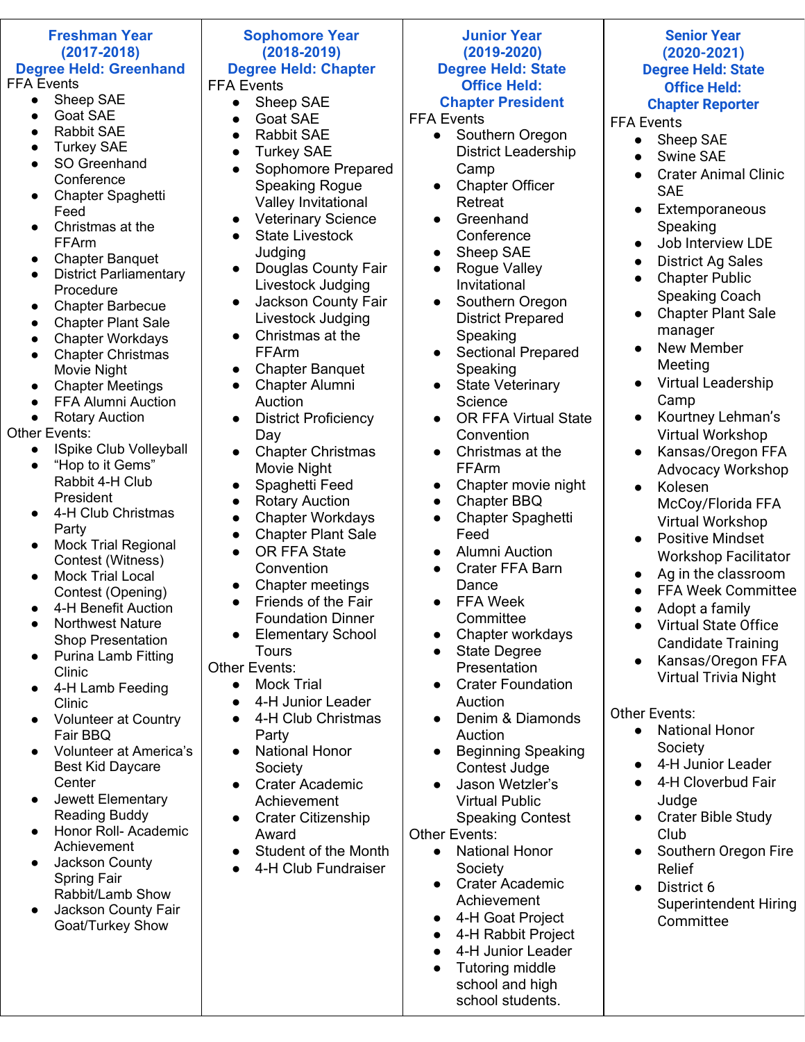| Freshman Year (2017-2018) Degree Held: Greenhand | Sophomore Year (2018-2019) Degree Held: Chapter | Junior Year (2019-2020) Degree Held: State Office Held: Chapter President | Senior Year (2020-2021) Degree Held: State Office Held: Chapter Reporter |
|---|---|---|---|
| FFA Events<br>● Sheep SAE<br>● Goat SAE<br>● Rabbit SAE<br>● Turkey SAE<br>● SO Greenhand Conference<br>● Chapter Spaghetti Feed<br>● Christmas at the FFArm<br>● Chapter Banquet<br>● District Parliamentary Procedure<br>● Chapter Barbecue<br>● Chapter Plant Sale<br>● Chapter Workdays<br>● Chapter Christmas Movie Night<br>● Chapter Meetings<br>● FFA Alumni Auction<br>● Rotary Auction<br>Other Events:<br>● ISpike Club Volleyball<br>● "Hop to it Gems" Rabbit 4-H Club President<br>● 4-H Club Christmas Party<br>● Mock Trial Regional Contest (Witness)<br>● Mock Trial Local Contest (Opening)<br>● 4-H Benefit Auction<br>● Northwest Nature Shop Presentation<br>● Purina Lamb Fitting Clinic<br>● 4-H Lamb Feeding Clinic<br>● Volunteer at Country Fair BBQ<br>● Volunteer at America's Best Kid Daycare Center<br>● Jewett Elementary Reading Buddy<br>● Honor Roll- Academic Achievement<br>● Jackson County Spring Fair Rabbit/Lamb Show<br>● Jackson County Fair Goat/Turkey Show | FFA Events<br>● Sheep SAE<br>● Goat SAE<br>● Rabbit SAE<br>● Turkey SAE<br>● Sophomore Prepared Speaking Rogue Valley Invitational<br>● Veterinary Science<br>● State Livestock Judging<br>● Douglas County Fair Livestock Judging<br>● Jackson County Fair Livestock Judging<br>● Christmas at the FFArm<br>● Chapter Banquet<br>● Chapter Alumni Auction<br>● District Proficiency Day<br>● Chapter Christmas Movie Night<br>● Spaghetti Feed<br>● Rotary Auction<br>● Chapter Workdays<br>● Chapter Plant Sale<br>● OR FFA State Convention<br>● Chapter meetings<br>● Friends of the Fair Foundation Dinner<br>● Elementary School Tours<br>Other Events:<br>● Mock Trial<br>● 4-H Junior Leader<br>● 4-H Club Christmas Party<br>● National Honor Society<br>● Crater Academic Achievement<br>● Crater Citizenship Award<br>● Student of the Month<br>● 4-H Club Fundraiser | FFA Events<br>● Southern Oregon District Leadership Camp<br>● Chapter Officer Retreat<br>● Greenhand Conference<br>● Sheep SAE<br>● Rogue Valley Invitational<br>● Southern Oregon District Prepared Speaking<br>● Sectional Prepared Speaking<br>● State Veterinary Science<br>● OR FFA Virtual State Convention<br>● Christmas at the FFArm<br>● Chapter movie night<br>● Chapter BBQ<br>● Chapter Spaghetti Feed<br>● Alumni Auction<br>● Crater FFA Barn Dance<br>● FFA Week Committee<br>● Chapter workdays<br>● State Degree Presentation<br>● Crater Foundation Auction<br>● Denim & Diamonds Auction<br>● Beginning Speaking Contest Judge<br>● Jason Wetzler's Virtual Public Speaking Contest<br>Other Events:<br>● National Honor Society<br>● Crater Academic Achievement<br>● 4-H Goat Project<br>● 4-H Rabbit Project<br>● 4-H Junior Leader<br>● Tutoring middle school and high school students. | FFA Events<br>● Sheep SAE<br>● Swine SAE<br>● Crater Animal Clinic SAE<br>● Extemporaneous Speaking<br>● Job Interview LDE<br>● District Ag Sales<br>● Chapter Public Speaking Coach<br>● Chapter Plant Sale manager<br>● New Member Meeting<br>● Virtual Leadership Camp<br>● Kourtney Lehman's Virtual Workshop<br>● Kansas/Oregon FFA Advocacy Workshop<br>● Kolesen McCoy/Florida FFA Virtual Workshop<br>● Positive Mindset Workshop Facilitator<br>● Ag in the classroom<br>● FFA Week Committee<br>● Adopt a family<br>● Virtual State Office Candidate Training<br>● Kansas/Oregon FFA Virtual Trivia Night<br>Other Events:<br>● National Honor Society<br>● 4-H Junior Leader<br>● 4-H Cloverbud Fair Judge<br>● Crater Bible Study Club<br>● Southern Oregon Fire Relief<br>● District 6 Superintendent Hiring Committee |